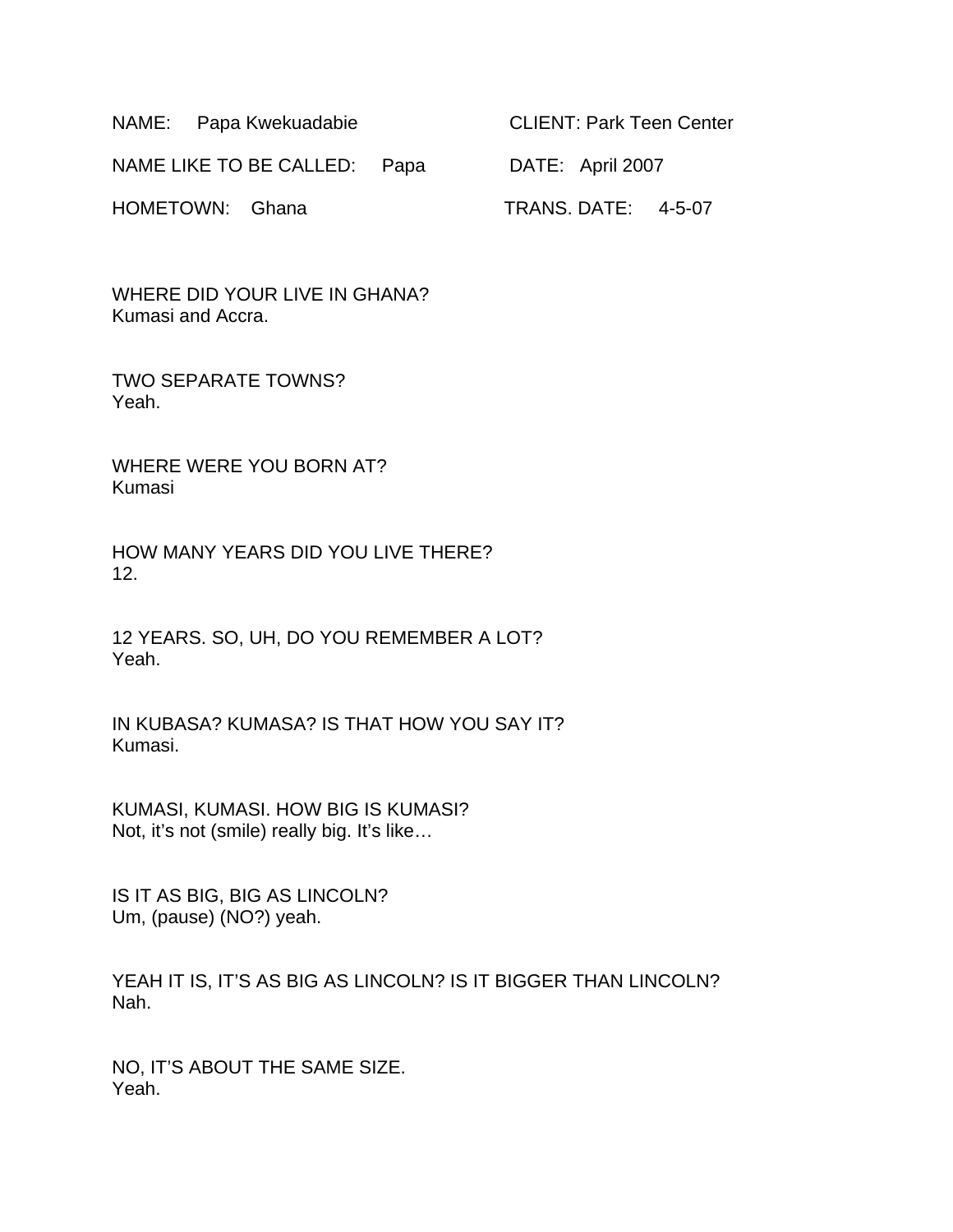NAME: Papa Kwekuadabie CLIENT: Park Teen Center

NAME LIKE TO BE CALLED: Papa DATE: April 2007

HOMETOWN: Ghana TRANS. DATE: 4-5-07

WHERE DID YOUR LIVE IN GHANA?
Kumasi and Accra.

TWO SEPARATE TOWNS?
Yeah.

WHERE WERE YOU BORN AT?
Kumasi

HOW MANY YEARS DID YOU LIVE THERE?
12.

12 YEARS. SO, UH, DO YOU REMEMBER A LOT?
Yeah.

IN KUBASA? KUMASA? IS THAT HOW YOU SAY IT?
Kumasi.

KUMASI, KUMASI. HOW BIG IS KUMASI?
Not, it's not (smile) really big. It's like…

IS IT AS BIG, BIG AS LINCOLN?
Um, (pause) (NO?) yeah.

YEAH IT IS, IT'S AS BIG AS LINCOLN? IS IT BIGGER THAN LINCOLN?
Nah.

NO, IT'S ABOUT THE SAME SIZE.
Yeah.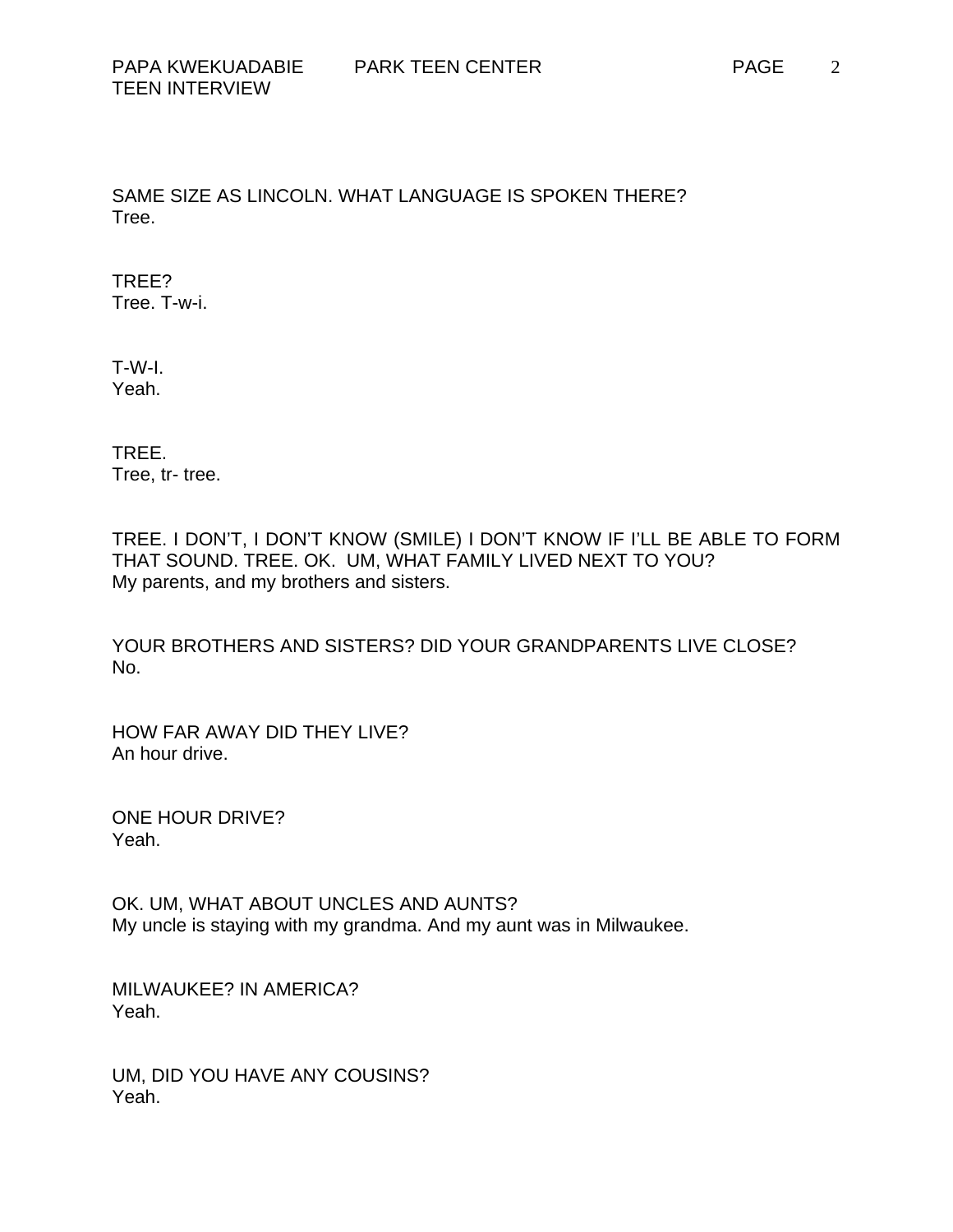SAME SIZE AS LINCOLN. WHAT LANGUAGE IS SPOKEN THERE?
Tree.

TREE?
Tree. T-w-i.

T-W-I.
Yeah.

TREE.
Tree, tr- tree.

TREE. I DON'T, I DON'T KNOW (SMILE) I DON'T KNOW IF I'LL BE ABLE TO FORM THAT SOUND. TREE. OK. UM, WHAT FAMILY LIVED NEXT TO YOU?
My parents, and my brothers and sisters.

YOUR BROTHERS AND SISTERS? DID YOUR GRANDPARENTS LIVE CLOSE?
No.

HOW FAR AWAY DID THEY LIVE?
An hour drive.

ONE HOUR DRIVE?
Yeah.

OK. UM, WHAT ABOUT UNCLES AND AUNTS?
My uncle is staying with my grandma. And my aunt was in Milwaukee.

MILWAUKEE? IN AMERICA?
Yeah.

UM, DID YOU HAVE ANY COUSINS?
Yeah.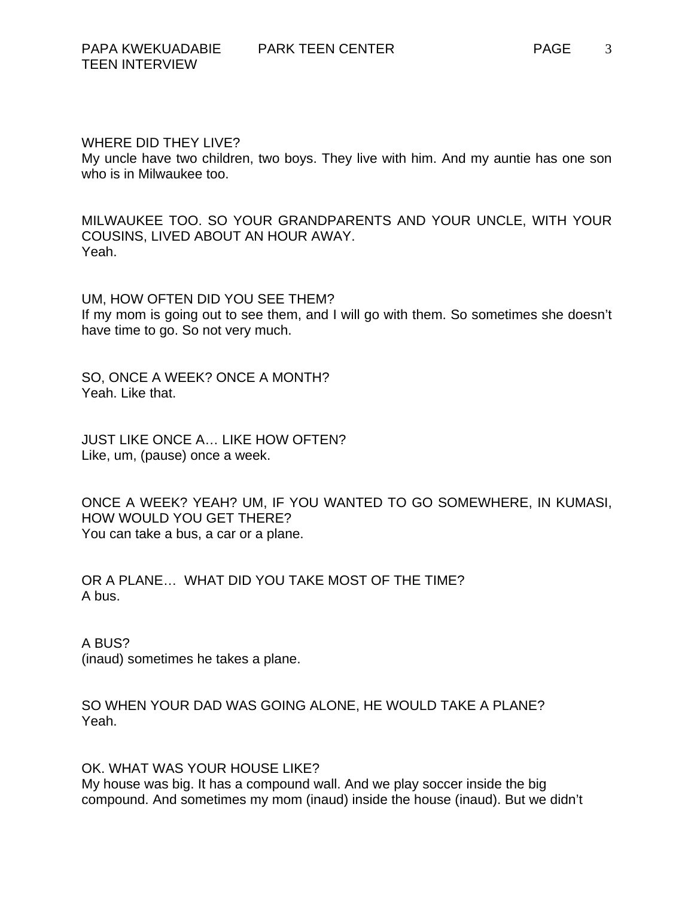WHERE DID THEY LIVE?
My uncle have two children, two boys. They live with him. And my auntie has one son who is in Milwaukee too.

MILWAUKEE TOO. SO YOUR GRANDPARENTS AND YOUR UNCLE, WITH YOUR COUSINS, LIVED ABOUT AN HOUR AWAY.
Yeah.

UM, HOW OFTEN DID YOU SEE THEM?
If my mom is going out to see them, and I will go with them. So sometimes she doesn't have time to go. So not very much.

SO, ONCE A WEEK? ONCE A MONTH?
Yeah. Like that.

JUST LIKE ONCE A… LIKE HOW OFTEN?
Like, um, (pause) once a week.

ONCE A WEEK? YEAH? UM, IF YOU WANTED TO GO SOMEWHERE, IN KUMASI, HOW WOULD YOU GET THERE?
You can take a bus, a car or a plane.

OR A PLANE… WHAT DID YOU TAKE MOST OF THE TIME?
A bus.

A BUS?
(inaud) sometimes he takes a plane.

SO WHEN YOUR DAD WAS GOING ALONE, HE WOULD TAKE A PLANE?
Yeah.

OK. WHAT WAS YOUR HOUSE LIKE?
My house was big. It has a compound wall. And we play soccer inside the big compound. And sometimes my mom (inaud) inside the house (inaud). But we didn't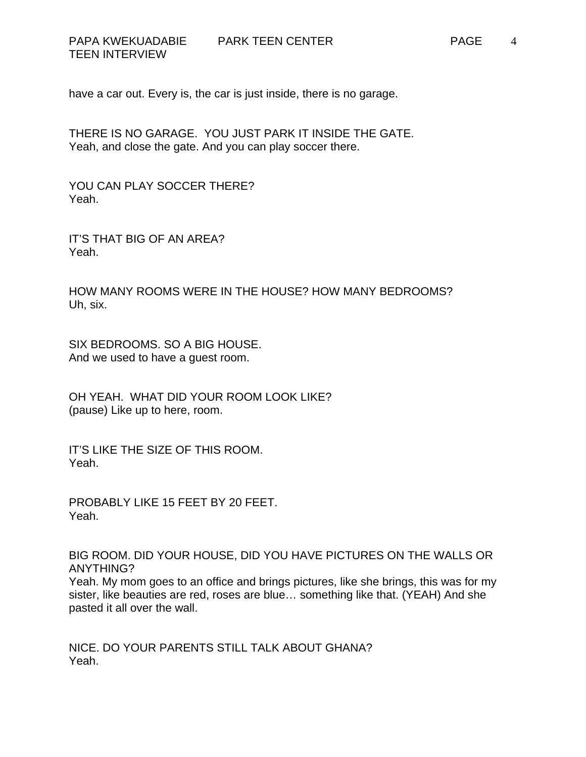have a car out. Every is, the car is just inside, there is no garage.

THERE IS NO GARAGE.  YOU JUST PARK IT INSIDE THE GATE.
Yeah, and close the gate. And you can play soccer there.

YOU CAN PLAY SOCCER THERE?
Yeah.

IT'S THAT BIG OF AN AREA?
Yeah.

HOW MANY ROOMS WERE IN THE HOUSE? HOW MANY BEDROOMS?
Uh, six.

SIX BEDROOMS. SO A BIG HOUSE.
And we used to have a guest room.

OH YEAH.  WHAT DID YOUR ROOM LOOK LIKE?
(pause) Like up to here, room.

IT'S LIKE THE SIZE OF THIS ROOM.
Yeah.

PROBABLY LIKE 15 FEET BY 20 FEET.
Yeah.

BIG ROOM. DID YOUR HOUSE, DID YOU HAVE PICTURES ON THE WALLS OR ANYTHING?
Yeah. My mom goes to an office and brings pictures, like she brings, this was for my sister, like beauties are red, roses are blue… something like that. (YEAH) And she pasted it all over the wall.

NICE. DO YOUR PARENTS STILL TALK ABOUT GHANA?
Yeah.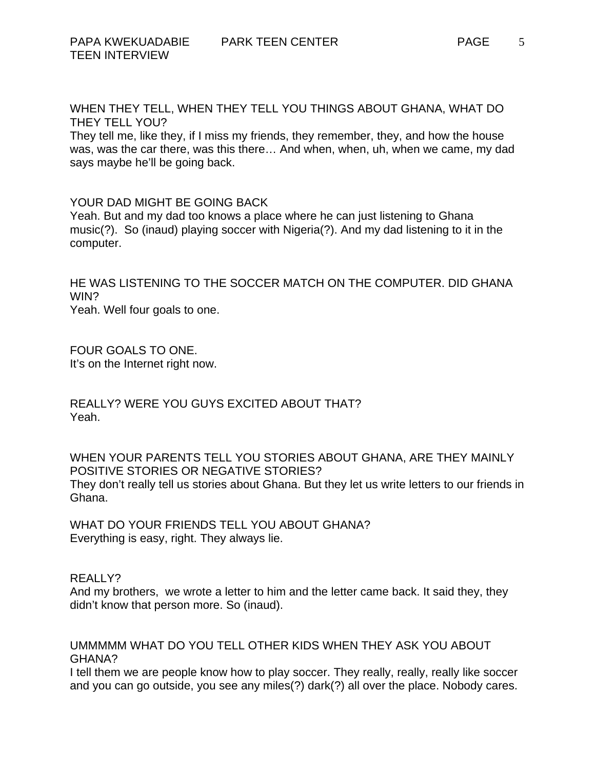WHEN THEY TELL, WHEN THEY TELL YOU THINGS ABOUT GHANA, WHAT DO THEY TELL YOU?
They tell me, like they, if I miss my friends, they remember, they, and how the house was, was the car there, was this there… And when, when, uh, when we came, my dad says maybe he'll be going back.

YOUR DAD MIGHT BE GOING BACK
Yeah. But and my dad too knows a place where he can just listening to Ghana music(?). So (inaud) playing soccer with Nigeria(?). And my dad listening to it in the computer.

HE WAS LISTENING TO THE SOCCER MATCH ON THE COMPUTER. DID GHANA WIN?
Yeah. Well four goals to one.

FOUR GOALS TO ONE.
It's on the Internet right now.

REALLY? WERE YOU GUYS EXCITED ABOUT THAT?
Yeah.

WHEN YOUR PARENTS TELL YOU STORIES ABOUT GHANA, ARE THEY MAINLY POSITIVE STORIES OR NEGATIVE STORIES?
They don't really tell us stories about Ghana. But they let us write letters to our friends in Ghana.

WHAT DO YOUR FRIENDS TELL YOU ABOUT GHANA?
Everything is easy, right. They always lie.

REALLY?
And my brothers, we wrote a letter to him and the letter came back. It said they, they didn't know that person more. So (inaud).

UMMMMM WHAT DO YOU TELL OTHER KIDS WHEN THEY ASK YOU ABOUT GHANA?
I tell them we are people know how to play soccer. They really, really, really like soccer and you can go outside, you see any miles(?) dark(?) all over the place. Nobody cares.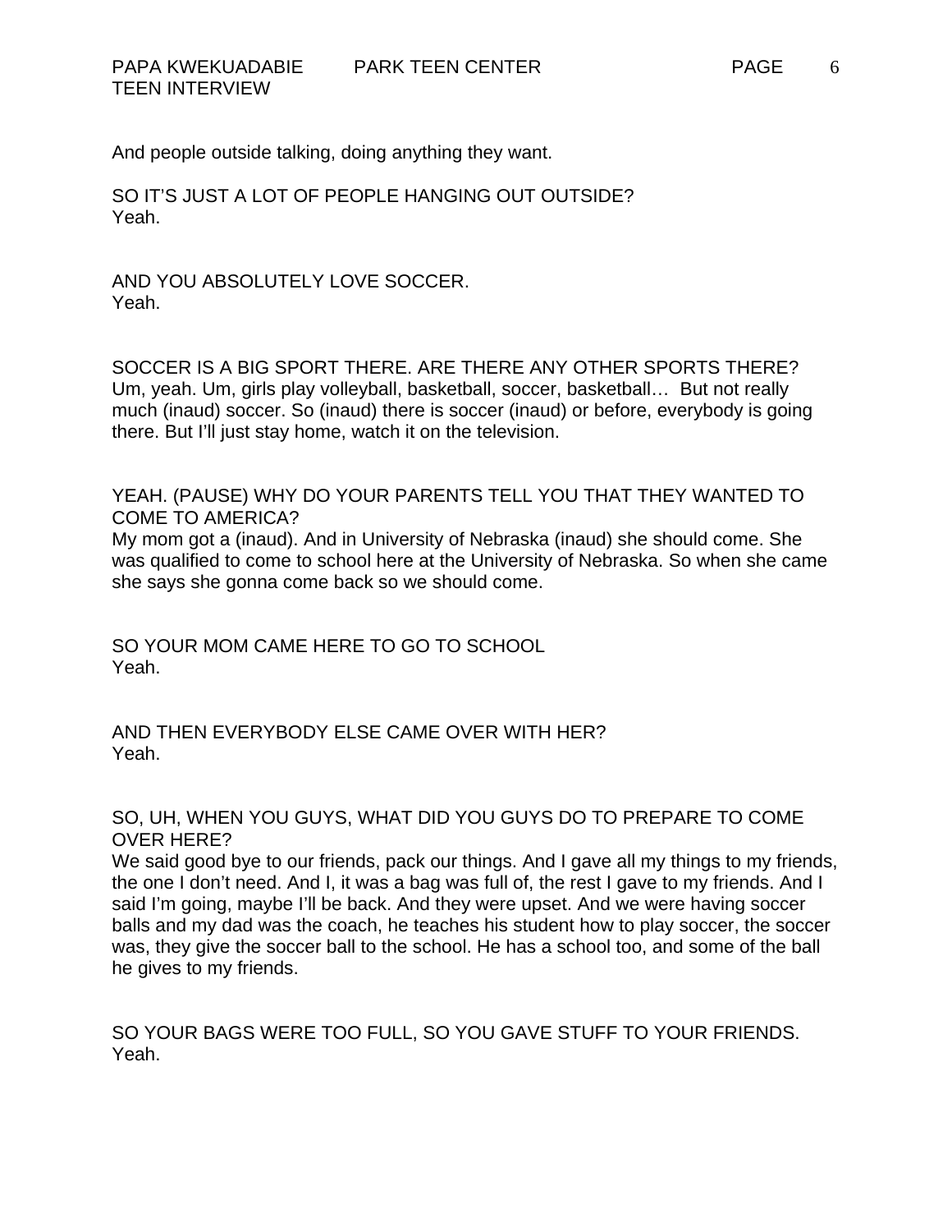And people outside talking, doing anything they want.

SO IT'S JUST A LOT OF PEOPLE HANGING OUT OUTSIDE?
Yeah.

AND YOU ABSOLUTELY LOVE SOCCER.
Yeah.

SOCCER IS A BIG SPORT THERE. ARE THERE ANY OTHER SPORTS THERE?
Um, yeah. Um, girls play volleyball, basketball, soccer, basketball… But not really much (inaud) soccer. So (inaud) there is soccer (inaud) or before, everybody is going there. But I'll just stay home, watch it on the television.

YEAH. (PAUSE) WHY DO YOUR PARENTS TELL YOU THAT THEY WANTED TO COME TO AMERICA?
My mom got a (inaud). And in University of Nebraska (inaud) she should come. She was qualified to come to school here at the University of Nebraska. So when she came she says she gonna come back so we should come.

SO YOUR MOM CAME HERE TO GO TO SCHOOL
Yeah.

AND THEN EVERYBODY ELSE CAME OVER WITH HER?
Yeah.

SO, UH, WHEN YOU GUYS, WHAT DID YOU GUYS DO TO PREPARE TO COME OVER HERE?
We said good bye to our friends, pack our things. And I gave all my things to my friends, the one I don't need. And I, it was a bag was full of, the rest I gave to my friends. And I said I'm going, maybe I'll be back. And they were upset. And we were having soccer balls and my dad was the coach, he teaches his student how to play soccer, the soccer was, they give the soccer ball to the school. He has a school too, and some of the ball he gives to my friends.

SO YOUR BAGS WERE TOO FULL, SO YOU GAVE STUFF TO YOUR FRIENDS.
Yeah.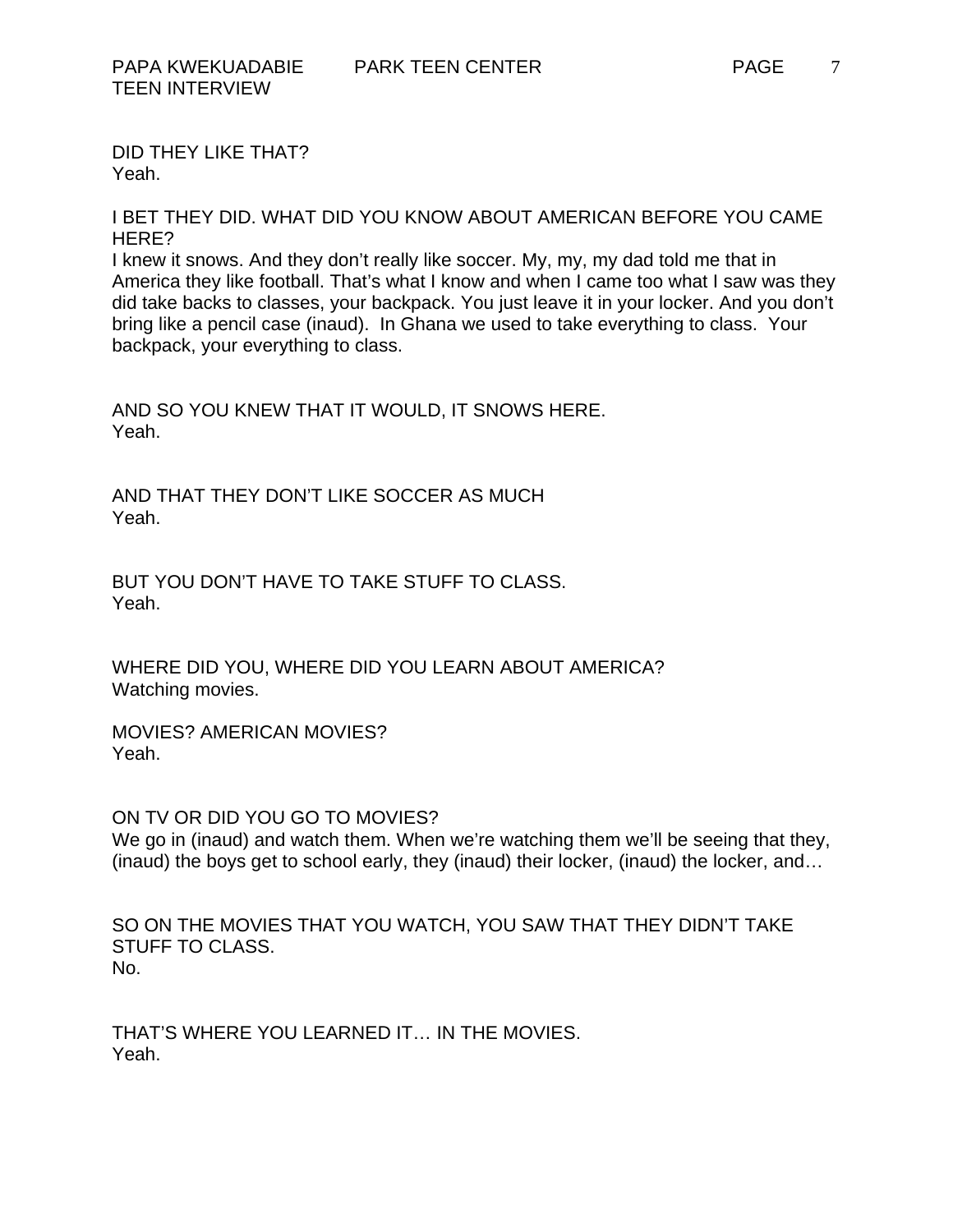DID THEY LIKE THAT?
Yeah.

I BET THEY DID. WHAT DID YOU KNOW ABOUT AMERICAN BEFORE YOU CAME HERE?
I knew it snows. And they don't really like soccer. My, my, my dad told me that in America they like football. That's what I know and when I came too what I saw was they did take backs to classes, your backpack. You just leave it in your locker. And you don't bring like a pencil case (inaud). In Ghana we used to take everything to class. Your backpack, your everything to class.

AND SO YOU KNEW THAT IT WOULD, IT SNOWS HERE.
Yeah.

AND THAT THEY DON'T LIKE SOCCER AS MUCH
Yeah.

BUT YOU DON'T HAVE TO TAKE STUFF TO CLASS.
Yeah.

WHERE DID YOU, WHERE DID YOU LEARN ABOUT AMERICA?
Watching movies.

MOVIES? AMERICAN MOVIES?
Yeah.

ON TV OR DID YOU GO TO MOVIES?
We go in (inaud) and watch them. When we're watching them we'll be seeing that they, (inaud) the boys get to school early, they (inaud) their locker, (inaud) the locker, and…

SO ON THE MOVIES THAT YOU WATCH, YOU SAW THAT THEY DIDN'T TAKE STUFF TO CLASS.
No.

THAT'S WHERE YOU LEARNED IT… IN THE MOVIES.
Yeah.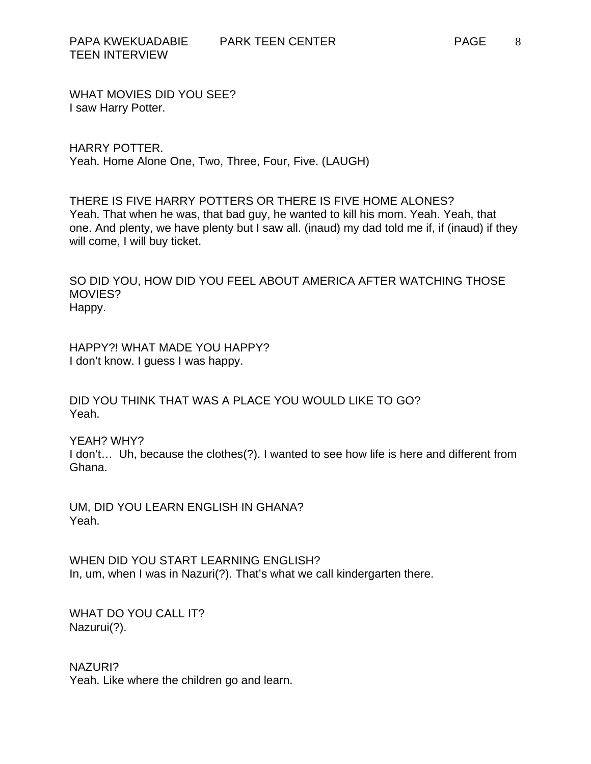WHAT MOVIES DID YOU SEE?
I saw Harry Potter.

HARRY POTTER.
Yeah. Home Alone One, Two, Three, Four, Five. (LAUGH)

THERE IS FIVE HARRY POTTERS OR THERE IS FIVE HOME ALONES?
Yeah. That when he was, that bad guy, he wanted to kill his mom. Yeah. Yeah, that one. And plenty, we have plenty but I saw all. (inaud) my dad told me if, if (inaud) if they will come, I will buy ticket.

SO DID YOU, HOW DID YOU FEEL ABOUT AMERICA AFTER WATCHING THOSE MOVIES?
Happy.

HAPPY?! WHAT MADE YOU HAPPY?
I don't know. I guess I was happy.

DID YOU THINK THAT WAS A PLACE YOU WOULD LIKE TO GO?
Yeah.

YEAH? WHY?
I don't… Uh, because the clothes(?). I wanted to see how life is here and different from Ghana.

UM, DID YOU LEARN ENGLISH IN GHANA?
Yeah.

WHEN DID YOU START LEARNING ENGLISH?
In, um, when I was in Nazuri(?). That's what we call kindergarten there.

WHAT DO YOU CALL IT?
Nazurui(?).

NAZURI?
Yeah. Like where the children go and learn.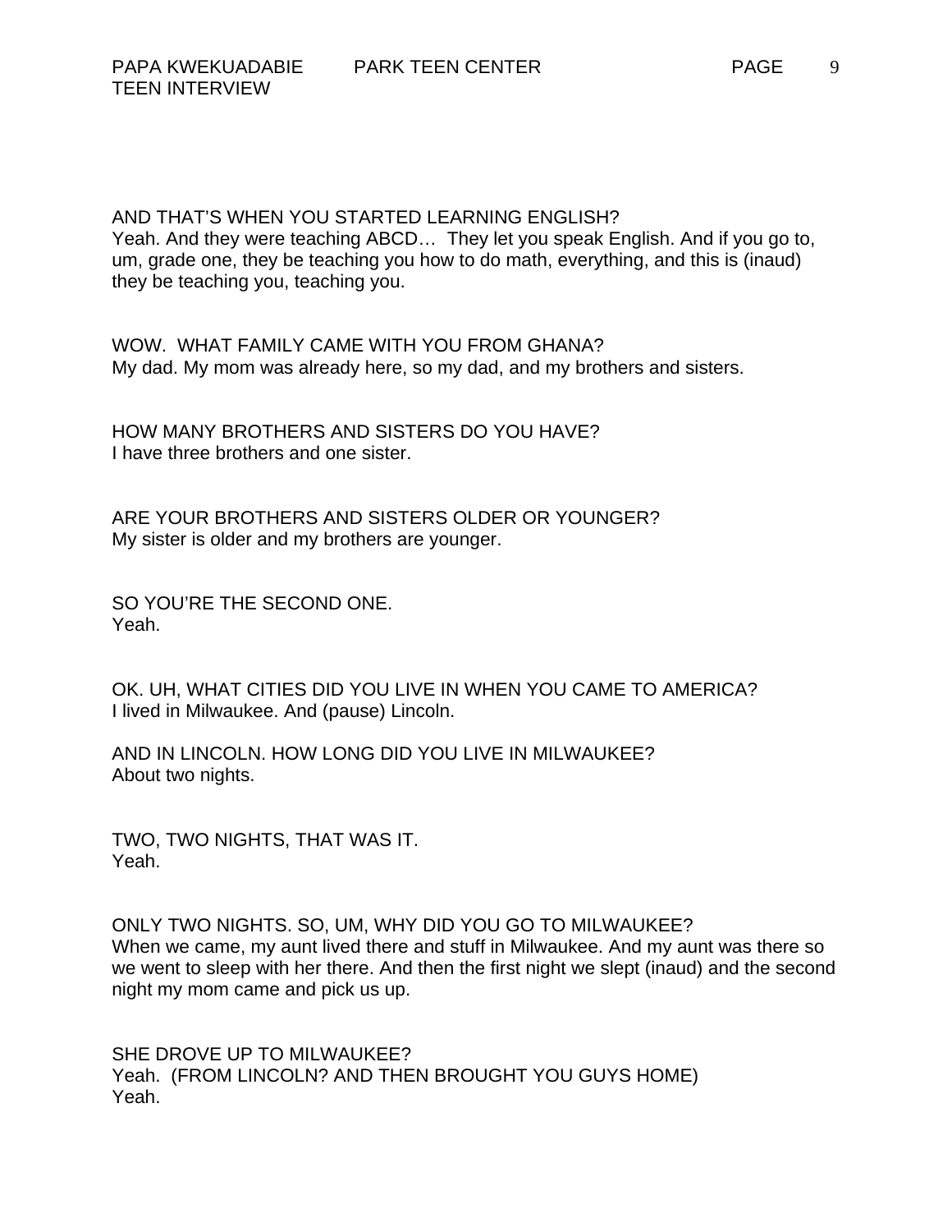AND THAT'S WHEN YOU STARTED LEARNING ENGLISH?
Yeah. And they were teaching ABCD… They let you speak English. And if you go to, um, grade one, they be teaching you how to do math, everything, and this is (inaud) they be teaching you, teaching you.

WOW. WHAT FAMILY CAME WITH YOU FROM GHANA?
My dad. My mom was already here, so my dad, and my brothers and sisters.

HOW MANY BROTHERS AND SISTERS DO YOU HAVE?
I have three brothers and one sister.

ARE YOUR BROTHERS AND SISTERS OLDER OR YOUNGER?
My sister is older and my brothers are younger.

SO YOU'RE THE SECOND ONE.
Yeah.

OK. UH, WHAT CITIES DID YOU LIVE IN WHEN YOU CAME TO AMERICA?
I lived in Milwaukee. And (pause) Lincoln.

AND IN LINCOLN. HOW LONG DID YOU LIVE IN MILWAUKEE?
About two nights.

TWO, TWO NIGHTS, THAT WAS IT.
Yeah.

ONLY TWO NIGHTS. SO, UM, WHY DID YOU GO TO MILWAUKEE?
When we came, my aunt lived there and stuff in Milwaukee. And my aunt was there so we went to sleep with her there. And then the first night we slept (inaud) and the second night my mom came and pick us up.

SHE DROVE UP TO MILWAUKEE?
Yeah. (FROM LINCOLN? AND THEN BROUGHT YOU GUYS HOME)
Yeah.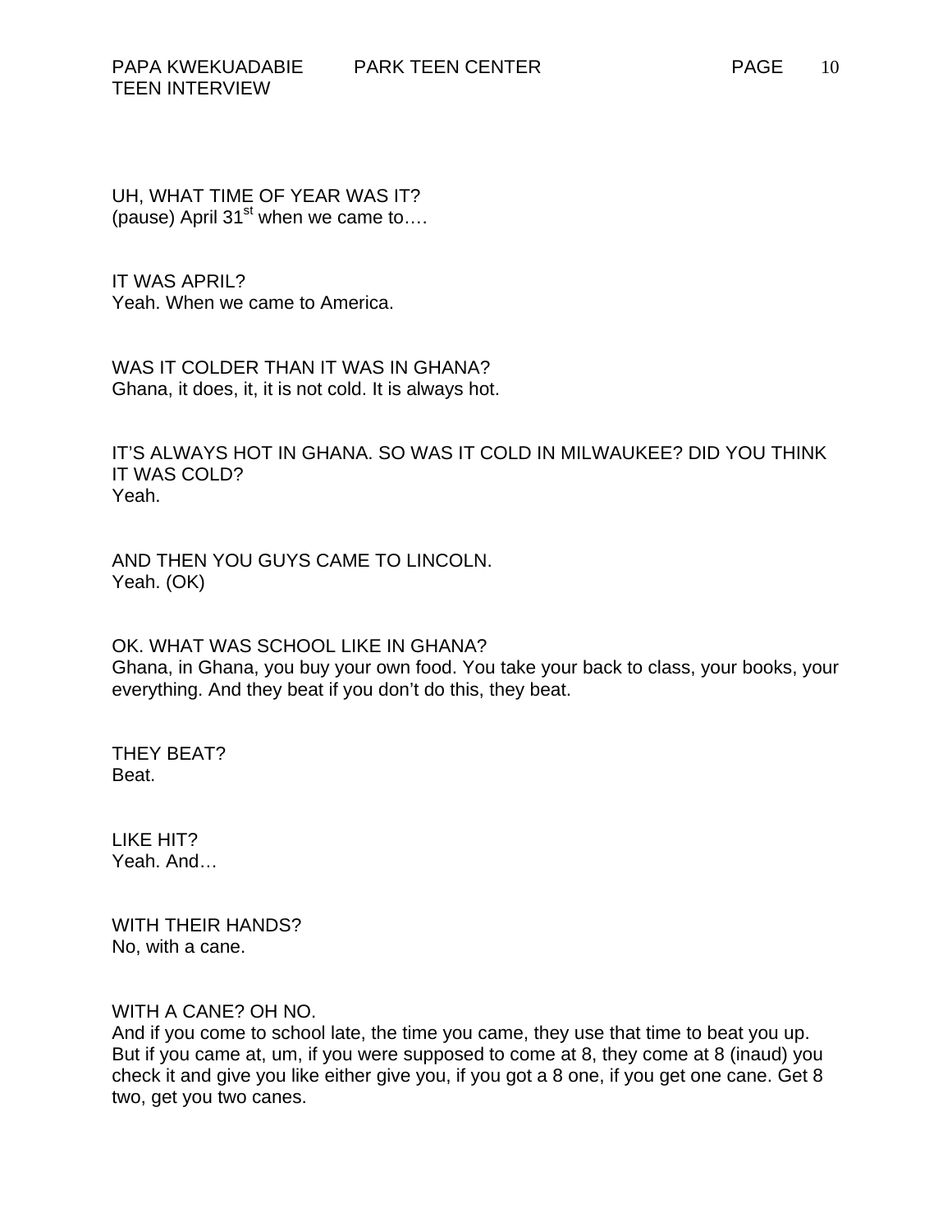UH, WHAT TIME OF YEAR WAS IT?
(pause) April 31st when we came to….

IT WAS APRIL?
Yeah. When we came to America.

WAS IT COLDER THAN IT WAS IN GHANA?
Ghana, it does, it, it is not cold. It is always hot.

IT'S ALWAYS HOT IN GHANA. SO WAS IT COLD IN MILWAUKEE? DID YOU THINK IT WAS COLD?
Yeah.

AND THEN YOU GUYS CAME TO LINCOLN.
Yeah. (OK)

OK. WHAT WAS SCHOOL LIKE IN GHANA?
Ghana, in Ghana, you buy your own food. You take your back to class, your books, your everything. And they beat if you don't do this, they beat.

THEY BEAT?
Beat.

LIKE HIT?
Yeah. And…

WITH THEIR HANDS?
No, with a cane.

WITH A CANE? OH NO.
And if you come to school late, the time you came, they use that time to beat you up. But if you came at, um, if you were supposed to come at 8, they come at 8 (inaud) you check it and give you like either give you, if you got a 8 one, if you get one cane. Get 8 two, get you two canes.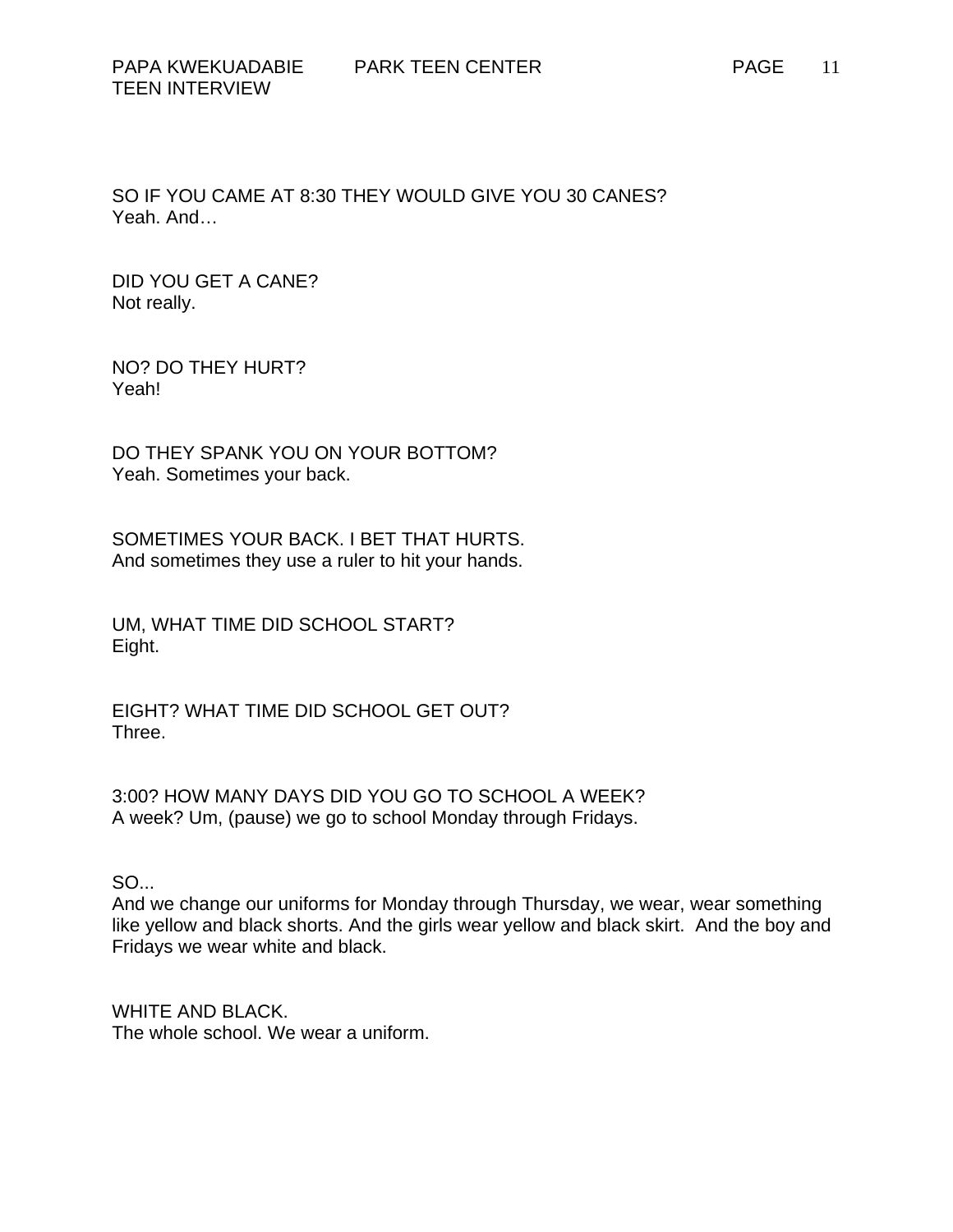SO IF YOU CAME AT 8:30 THEY WOULD GIVE YOU 30 CANES?
Yeah. And…

DID YOU GET A CANE?
Not really.

NO? DO THEY HURT?
Yeah!

DO THEY SPANK YOU ON YOUR BOTTOM?
Yeah. Sometimes your back.

SOMETIMES YOUR BACK. I BET THAT HURTS.
And sometimes they use a ruler to hit your hands.

UM, WHAT TIME DID SCHOOL START?
Eight.

EIGHT? WHAT TIME DID SCHOOL GET OUT?
Three.

3:00? HOW MANY DAYS DID YOU GO TO SCHOOL A WEEK?
A week? Um, (pause) we go to school Monday through Fridays.

SO...
And we change our uniforms for Monday through Thursday, we wear, wear something like yellow and black shorts. And the girls wear yellow and black skirt. And the boy and Fridays we wear white and black.

WHITE AND BLACK.
The whole school. We wear a uniform.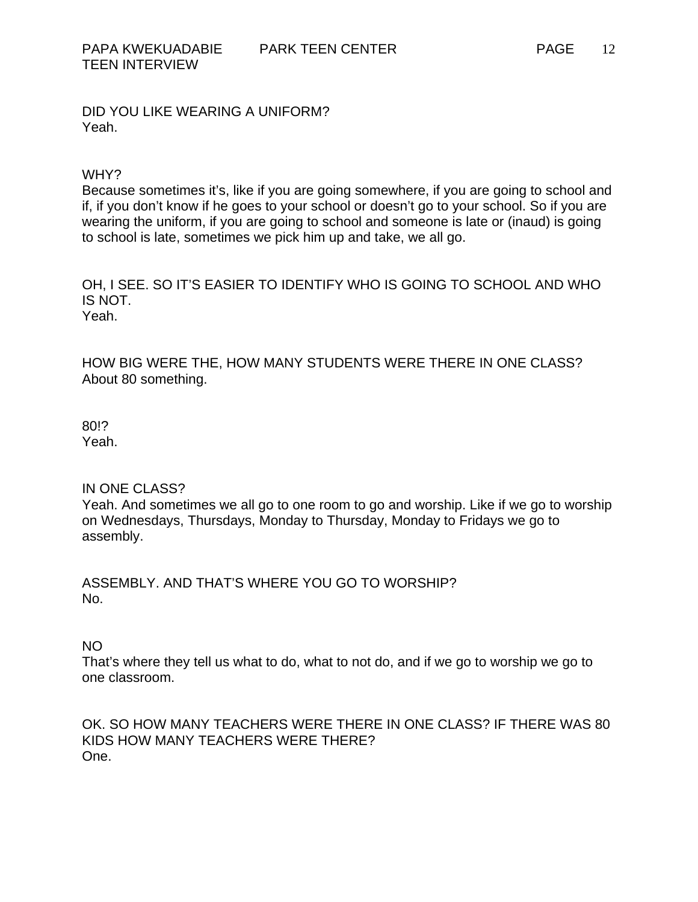DID YOU LIKE WEARING A UNIFORM?
Yeah.

WHY?
Because sometimes it's, like if you are going somewhere, if you are going to school and if, if you don't know if he goes to your school or doesn't go to your school. So if you are wearing the uniform, if you are going to school and someone is late or (inaud) is going to school is late, sometimes we pick him up and take, we all go.

OH, I SEE. SO IT'S EASIER TO IDENTIFY WHO IS GOING TO SCHOOL AND WHO IS NOT.
Yeah.

HOW BIG WERE THE, HOW MANY STUDENTS WERE THERE IN ONE CLASS?
About 80 something.

80!?
Yeah.

IN ONE CLASS?
Yeah. And sometimes we all go to one room to go and worship. Like if we go to worship on Wednesdays, Thursdays, Monday to Thursday, Monday to Fridays we go to assembly.

ASSEMBLY. AND THAT'S WHERE YOU GO TO WORSHIP?
No.

NO
That's where they tell us what to do, what to not do, and if we go to worship we go to one classroom.

OK. SO HOW MANY TEACHERS WERE THERE IN ONE CLASS? IF THERE WAS 80 KIDS HOW MANY TEACHERS WERE THERE?
One.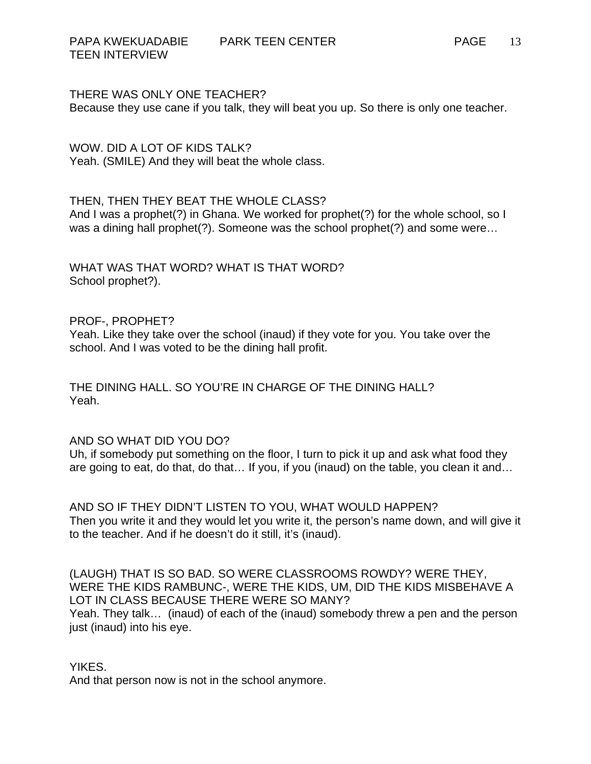THERE WAS ONLY ONE TEACHER?
Because they use cane if you talk, they will beat you up. So there is only one teacher.

WOW. DID A LOT OF KIDS TALK?
Yeah. (SMILE) And they will beat the whole class.

THEN, THEN THEY BEAT THE WHOLE CLASS?
And I was a prophet(?) in Ghana. We worked for prophet(?) for the whole school, so I was a dining hall prophet(?). Someone was the school prophet(?) and some were…

WHAT WAS THAT WORD? WHAT IS THAT WORD?
School prophet?).

PROF-, PROPHET?
Yeah. Like they take over the school (inaud) if they vote for you. You take over the school. And I was voted to be the dining hall profit.

THE DINING HALL. SO YOU'RE IN CHARGE OF THE DINING HALL?
Yeah.

AND SO WHAT DID YOU DO?
Uh, if somebody put something on the floor, I turn to pick it up and ask what food they are going to eat, do that, do that… If you, if you (inaud) on the table, you clean it and…

AND SO IF THEY DIDN'T LISTEN TO YOU, WHAT WOULD HAPPEN?
Then you write it and they would let you write it, the person's name down, and will give it to the teacher. And if he doesn't do it still, it's (inaud).

(LAUGH) THAT IS SO BAD. SO WERE CLASSROOMS ROWDY? WERE THEY, WERE THE KIDS RAMBUNC-, WERE THE KIDS, UM, DID THE KIDS MISBEHAVE A LOT IN CLASS BECAUSE THERE WERE SO MANY?
Yeah. They talk… (inaud) of each of the (inaud) somebody threw a pen and the person just (inaud) into his eye.

YIKES.
And that person now is not in the school anymore.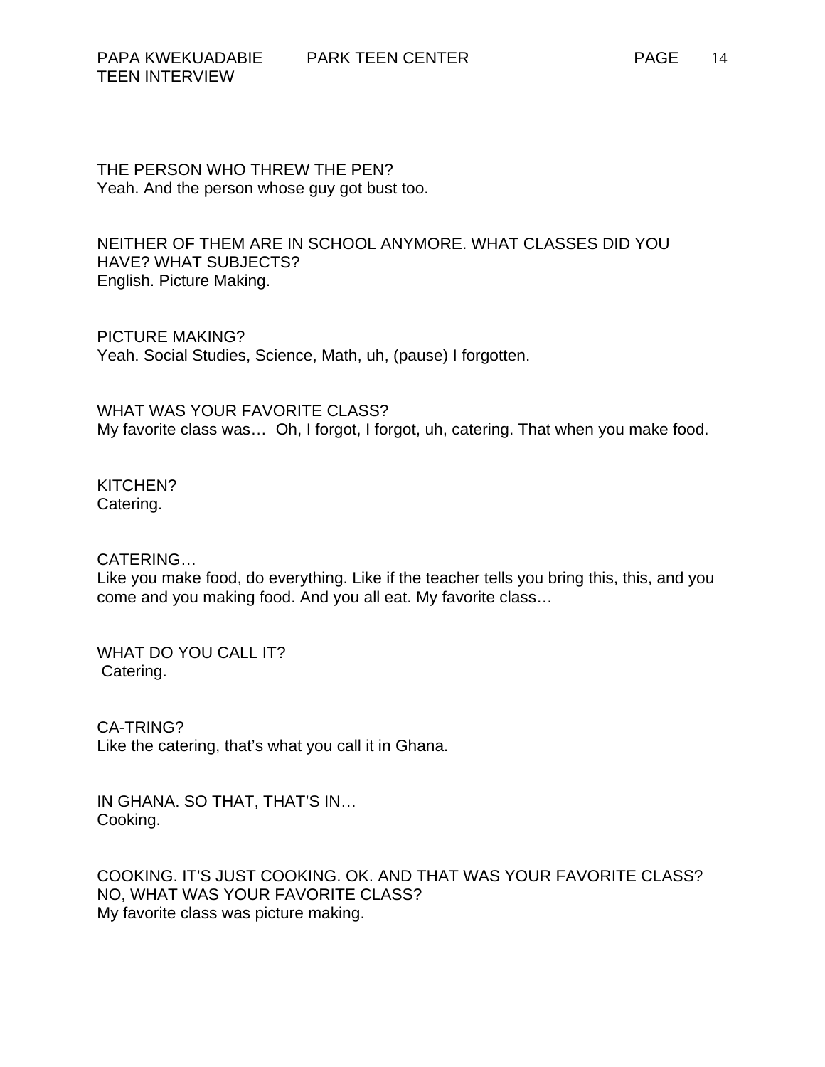THE PERSON WHO THREW THE PEN?
Yeah. And the person whose guy got bust too.

NEITHER OF THEM ARE IN SCHOOL ANYMORE. WHAT CLASSES DID YOU HAVE? WHAT SUBJECTS?
English. Picture Making.

PICTURE MAKING?
Yeah. Social Studies, Science, Math, uh, (pause) I forgotten.

WHAT WAS YOUR FAVORITE CLASS?
My favorite class was… Oh, I forgot, I forgot, uh, catering. That when you make food.

KITCHEN?
Catering.

CATERING…
Like you make food, do everything. Like if the teacher tells you bring this, this, and you come and you making food. And you all eat. My favorite class…

WHAT DO YOU CALL IT?
Catering.

CA-TRING?
Like the catering, that's what you call it in Ghana.

IN GHANA. SO THAT, THAT'S IN…
Cooking.

COOKING. IT'S JUST COOKING. OK. AND THAT WAS YOUR FAVORITE CLASS? NO, WHAT WAS YOUR FAVORITE CLASS?
My favorite class was picture making.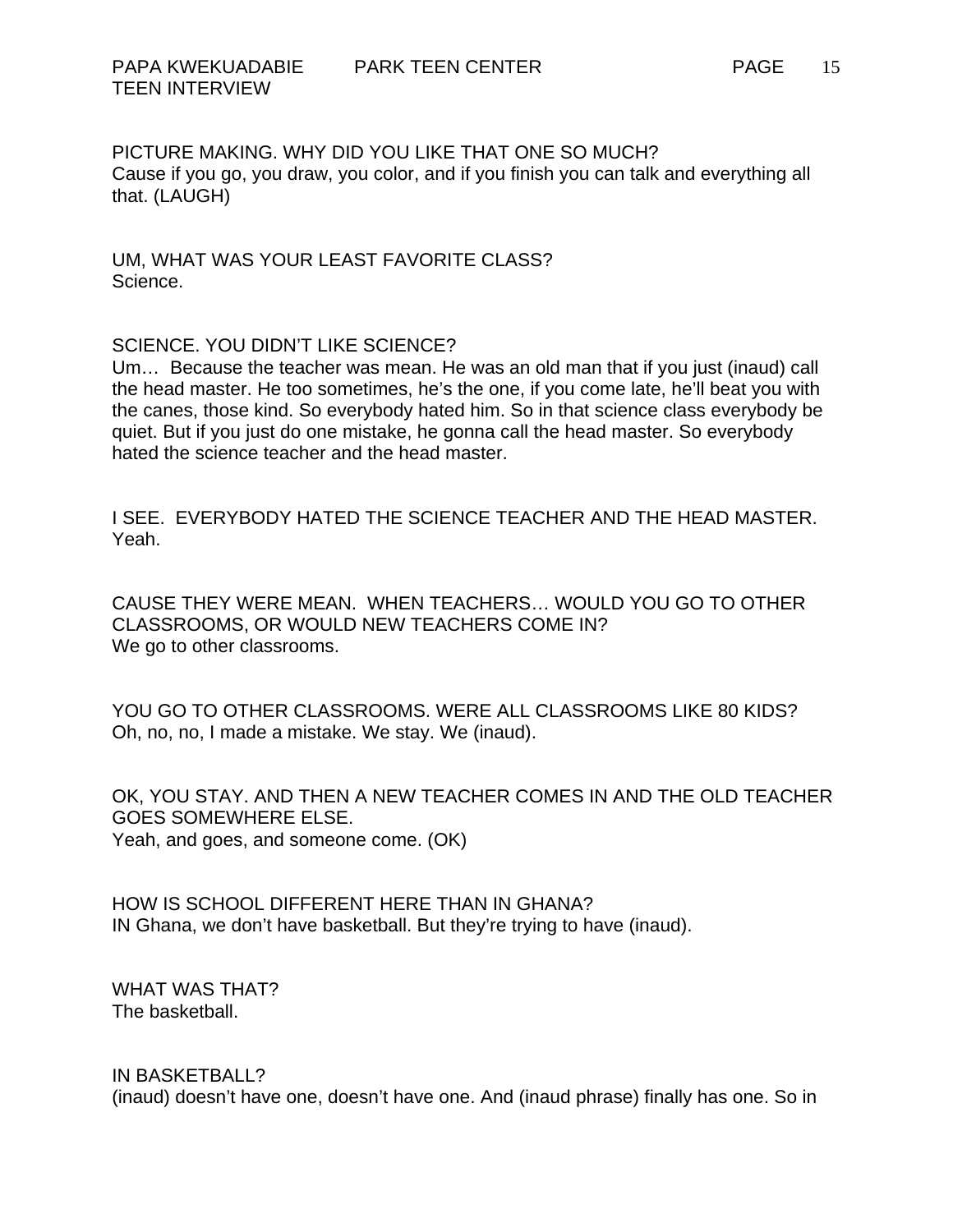PICTURE MAKING. WHY DID YOU LIKE THAT ONE SO MUCH?
Cause if you go, you draw, you color, and if you finish you can talk and everything all that. (LAUGH)

UM, WHAT WAS YOUR LEAST FAVORITE CLASS?
Science.

SCIENCE. YOU DIDN'T LIKE SCIENCE?
Um… Because the teacher was mean. He was an old man that if you just (inaud) call the head master. He too sometimes, he's the one, if you come late, he'll beat you with the canes, those kind. So everybody hated him. So in that science class everybody be quiet. But if you just do one mistake, he gonna call the head master. So everybody hated the science teacher and the head master.

I SEE. EVERYBODY HATED THE SCIENCE TEACHER AND THE HEAD MASTER.
Yeah.

CAUSE THEY WERE MEAN. WHEN TEACHERS… WOULD YOU GO TO OTHER CLASSROOMS, OR WOULD NEW TEACHERS COME IN?
We go to other classrooms.

YOU GO TO OTHER CLASSROOMS. WERE ALL CLASSROOMS LIKE 80 KIDS?
Oh, no, no, I made a mistake. We stay. We (inaud).

OK, YOU STAY. AND THEN A NEW TEACHER COMES IN AND THE OLD TEACHER GOES SOMEWHERE ELSE.
Yeah, and goes, and someone come. (OK)

HOW IS SCHOOL DIFFERENT HERE THAN IN GHANA?
IN Ghana, we don't have basketball. But they're trying to have (inaud).

WHAT WAS THAT?
The basketball.

IN BASKETBALL?
(inaud) doesn't have one, doesn't have one. And (inaud phrase) finally has one. So in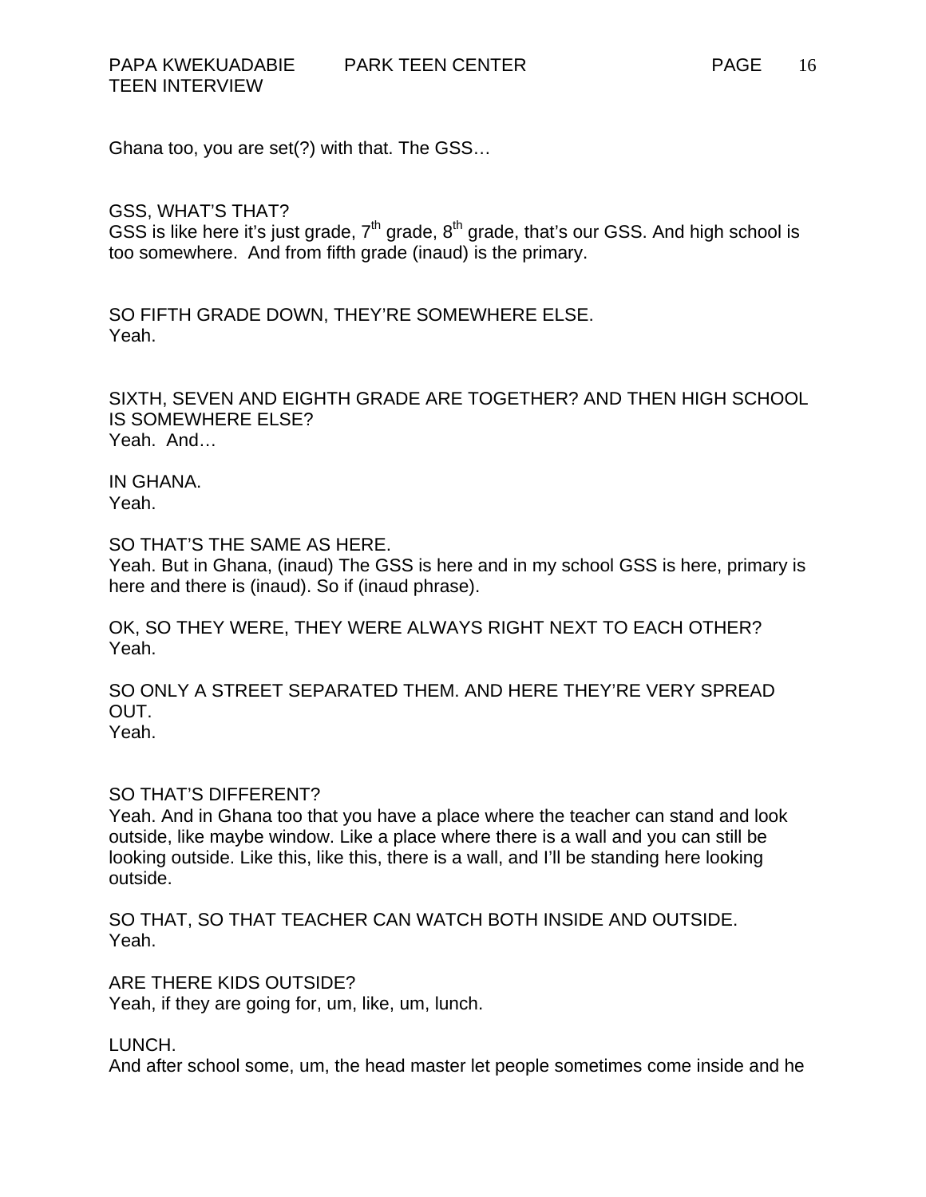Ghana too, you are set(?) with that. The GSS…

GSS, WHAT'S THAT?
GSS is like here it's just grade, 7th grade, 8th grade, that's our GSS. And high school is too somewhere. And from fifth grade (inaud) is the primary.

SO FIFTH GRADE DOWN, THEY'RE SOMEWHERE ELSE.
Yeah.

SIXTH, SEVEN AND EIGHTH GRADE ARE TOGETHER? AND THEN HIGH SCHOOL IS SOMEWHERE ELSE?
Yeah. And…

IN GHANA.
Yeah.

SO THAT'S THE SAME AS HERE.
Yeah. But in Ghana, (inaud) The GSS is here and in my school GSS is here, primary is here and there is (inaud). So if (inaud phrase).

OK, SO THEY WERE, THEY WERE ALWAYS RIGHT NEXT TO EACH OTHER?
Yeah.

SO ONLY A STREET SEPARATED THEM. AND HERE THEY'RE VERY SPREAD OUT.
Yeah.

SO THAT'S DIFFERENT?
Yeah. And in Ghana too that you have a place where the teacher can stand and look outside, like maybe window. Like a place where there is a wall and you can still be looking outside. Like this, like this, there is a wall, and I'll be standing here looking outside.

SO THAT, SO THAT TEACHER CAN WATCH BOTH INSIDE AND OUTSIDE.
Yeah.

ARE THERE KIDS OUTSIDE?
Yeah, if they are going for, um, like, um, lunch.

LUNCH.
And after school some, um, the head master let people sometimes come inside and he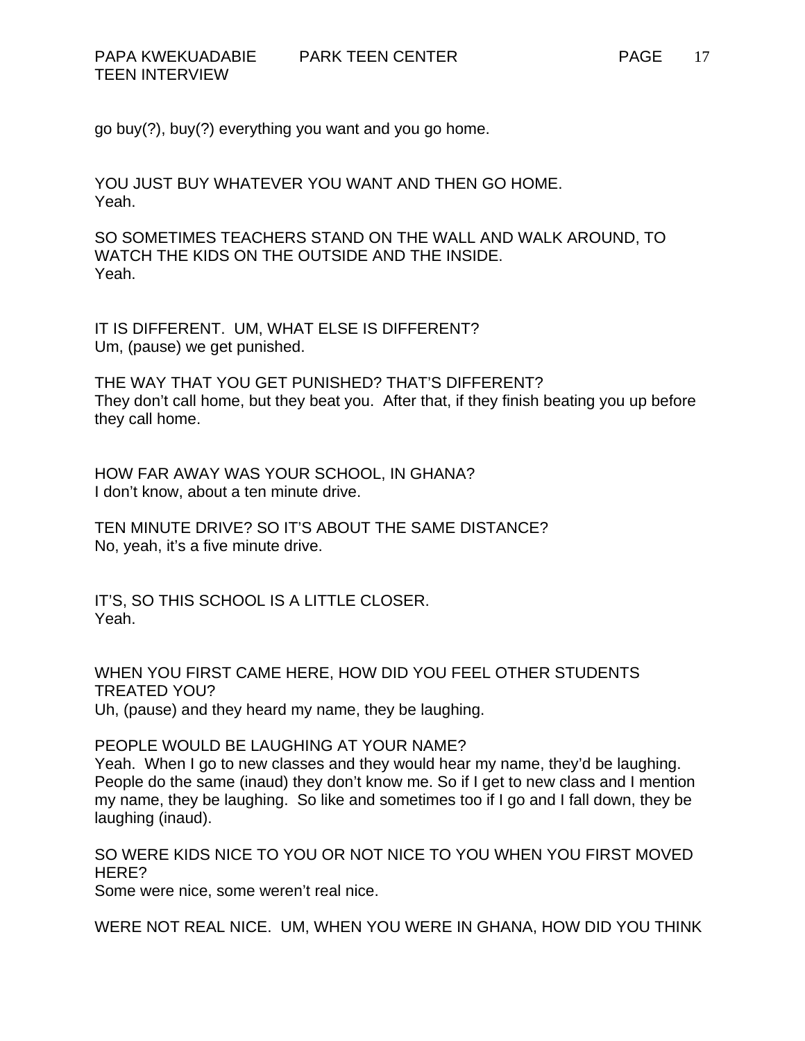go buy(?), buy(?) everything you want and you go home.

YOU JUST BUY WHATEVER YOU WANT AND THEN GO HOME.
Yeah.

SO SOMETIMES TEACHERS STAND ON THE WALL AND WALK AROUND, TO WATCH THE KIDS ON THE OUTSIDE AND THE INSIDE.
Yeah.

IT IS DIFFERENT. UM, WHAT ELSE IS DIFFERENT?
Um, (pause) we get punished.

THE WAY THAT YOU GET PUNISHED? THAT'S DIFFERENT?
They don't call home, but they beat you. After that, if they finish beating you up before they call home.

HOW FAR AWAY WAS YOUR SCHOOL, IN GHANA?
I don't know, about a ten minute drive.

TEN MINUTE DRIVE? SO IT'S ABOUT THE SAME DISTANCE?
No, yeah, it's a five minute drive.

IT'S, SO THIS SCHOOL IS A LITTLE CLOSER.
Yeah.

WHEN YOU FIRST CAME HERE, HOW DID YOU FEEL OTHER STUDENTS TREATED YOU?
Uh, (pause) and they heard my name, they be laughing.

PEOPLE WOULD BE LAUGHING AT YOUR NAME?
Yeah. When I go to new classes and they would hear my name, they'd be laughing. People do the same (inaud) they don't know me. So if I get to new class and I mention my name, they be laughing. So like and sometimes too if I go and I fall down, they be laughing (inaud).

SO WERE KIDS NICE TO YOU OR NOT NICE TO YOU WHEN YOU FIRST MOVED HERE?
Some were nice, some weren't real nice.

WERE NOT REAL NICE. UM, WHEN YOU WERE IN GHANA, HOW DID YOU THINK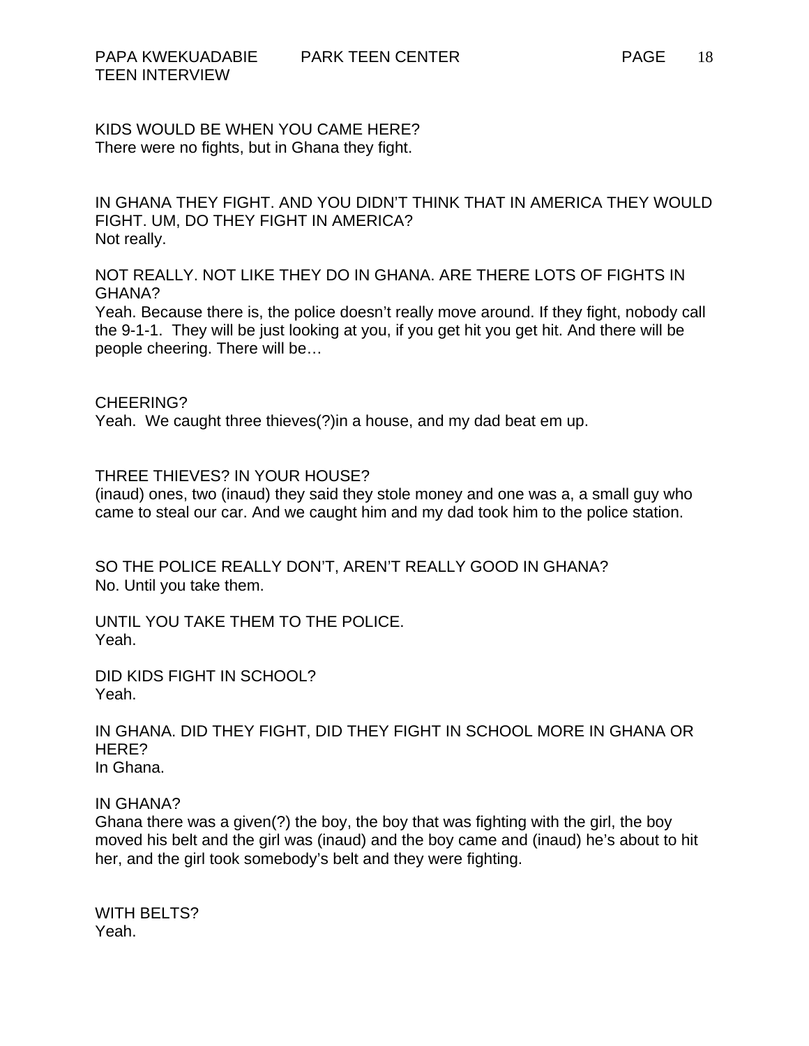KIDS WOULD BE WHEN YOU CAME HERE?
There were no fights, but in Ghana they fight.

IN GHANA THEY FIGHT. AND YOU DIDN'T THINK THAT IN AMERICA THEY WOULD FIGHT. UM, DO THEY FIGHT IN AMERICA?
Not really.

NOT REALLY. NOT LIKE THEY DO IN GHANA. ARE THERE LOTS OF FIGHTS IN GHANA?
Yeah. Because there is, the police doesn't really move around. If they fight, nobody call the 9-1-1. They will be just looking at you, if you get hit you get hit. And there will be people cheering. There will be…

CHEERING?
Yeah. We caught three thieves(?)in a house, and my dad beat em up.

THREE THIEVES? IN YOUR HOUSE?
(inaud) ones, two (inaud) they said they stole money and one was a, a small guy who came to steal our car. And we caught him and my dad took him to the police station.

SO THE POLICE REALLY DON'T, AREN'T REALLY GOOD IN GHANA?
No. Until you take them.

UNTIL YOU TAKE THEM TO THE POLICE.
Yeah.

DID KIDS FIGHT IN SCHOOL?
Yeah.

IN GHANA. DID THEY FIGHT, DID THEY FIGHT IN SCHOOL MORE IN GHANA OR HERE?
In Ghana.

IN GHANA?
Ghana there was a given(?) the boy, the boy that was fighting with the girl, the boy moved his belt and the girl was (inaud) and the boy came and (inaud) he's about to hit her, and the girl took somebody's belt and they were fighting.

WITH BELTS?
Yeah.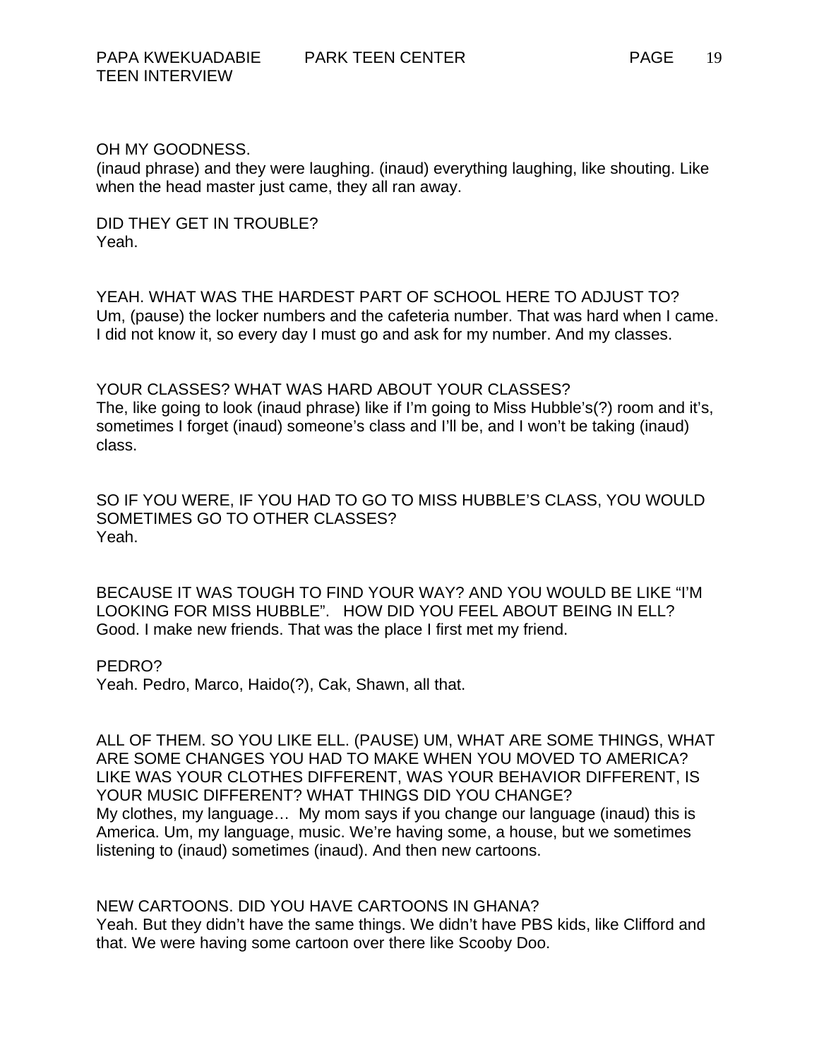OH MY GOODNESS.
(inaud phrase) and they were laughing. (inaud) everything laughing, like shouting. Like when the head master just came, they all ran away.

DID THEY GET IN TROUBLE?
Yeah.

YEAH. WHAT WAS THE HARDEST PART OF SCHOOL HERE TO ADJUST TO?
Um, (pause) the locker numbers and the cafeteria number. That was hard when I came. I did not know it, so every day I must go and ask for my number. And my classes.

YOUR CLASSES? WHAT WAS HARD ABOUT YOUR CLASSES?
The, like going to look (inaud phrase) like if I'm going to Miss Hubble's(?) room and it's, sometimes I forget (inaud) someone's class and I'll be, and I won't be taking (inaud) class.

SO IF YOU WERE, IF YOU HAD TO GO TO MISS HUBBLE'S CLASS, YOU WOULD SOMETIMES GO TO OTHER CLASSES?
Yeah.

BECAUSE IT WAS TOUGH TO FIND YOUR WAY? AND YOU WOULD BE LIKE "I'M LOOKING FOR MISS HUBBLE". HOW DID YOU FEEL ABOUT BEING IN ELL?
Good. I make new friends. That was the place I first met my friend.

PEDRO?
Yeah. Pedro, Marco, Haido(?), Cak, Shawn, all that.

ALL OF THEM. SO YOU LIKE ELL. (PAUSE) UM, WHAT ARE SOME THINGS, WHAT ARE SOME CHANGES YOU HAD TO MAKE WHEN YOU MOVED TO AMERICA? LIKE WAS YOUR CLOTHES DIFFERENT, WAS YOUR BEHAVIOR DIFFERENT, IS YOUR MUSIC DIFFERENT? WHAT THINGS DID YOU CHANGE?
My clothes, my language… My mom says if you change our language (inaud) this is America. Um, my language, music. We're having some, a house, but we sometimes listening to (inaud) sometimes (inaud). And then new cartoons.

NEW CARTOONS. DID YOU HAVE CARTOONS IN GHANA?
Yeah. But they didn't have the same things. We didn't have PBS kids, like Clifford and that. We were having some cartoon over there like Scooby Doo.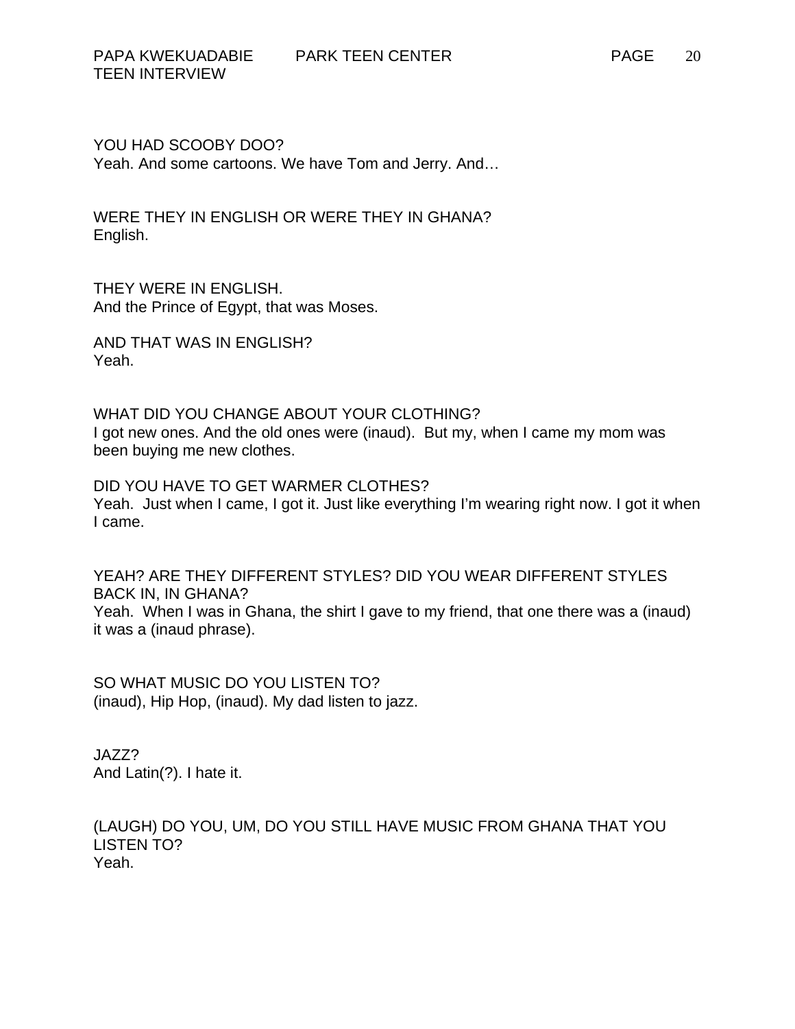YOU HAD SCOOBY DOO?
Yeah. And some cartoons. We have Tom and Jerry. And…

WERE THEY IN ENGLISH OR WERE THEY IN GHANA?
English.

THEY WERE IN ENGLISH.
And the Prince of Egypt, that was Moses.

AND THAT WAS IN ENGLISH?
Yeah.

WHAT DID YOU CHANGE ABOUT YOUR CLOTHING?
I got new ones. And the old ones were (inaud). But my, when I came my mom was been buying me new clothes.

DID YOU HAVE TO GET WARMER CLOTHES?
Yeah. Just when I came, I got it. Just like everything I'm wearing right now. I got it when I came.

YEAH? ARE THEY DIFFERENT STYLES? DID YOU WEAR DIFFERENT STYLES BACK IN, IN GHANA?
Yeah. When I was in Ghana, the shirt I gave to my friend, that one there was a (inaud) it was a (inaud phrase).

SO WHAT MUSIC DO YOU LISTEN TO?
(inaud), Hip Hop, (inaud). My dad listen to jazz.

JAZZ?
And Latin(?). I hate it.

(LAUGH) DO YOU, UM, DO YOU STILL HAVE MUSIC FROM GHANA THAT YOU LISTEN TO?
Yeah.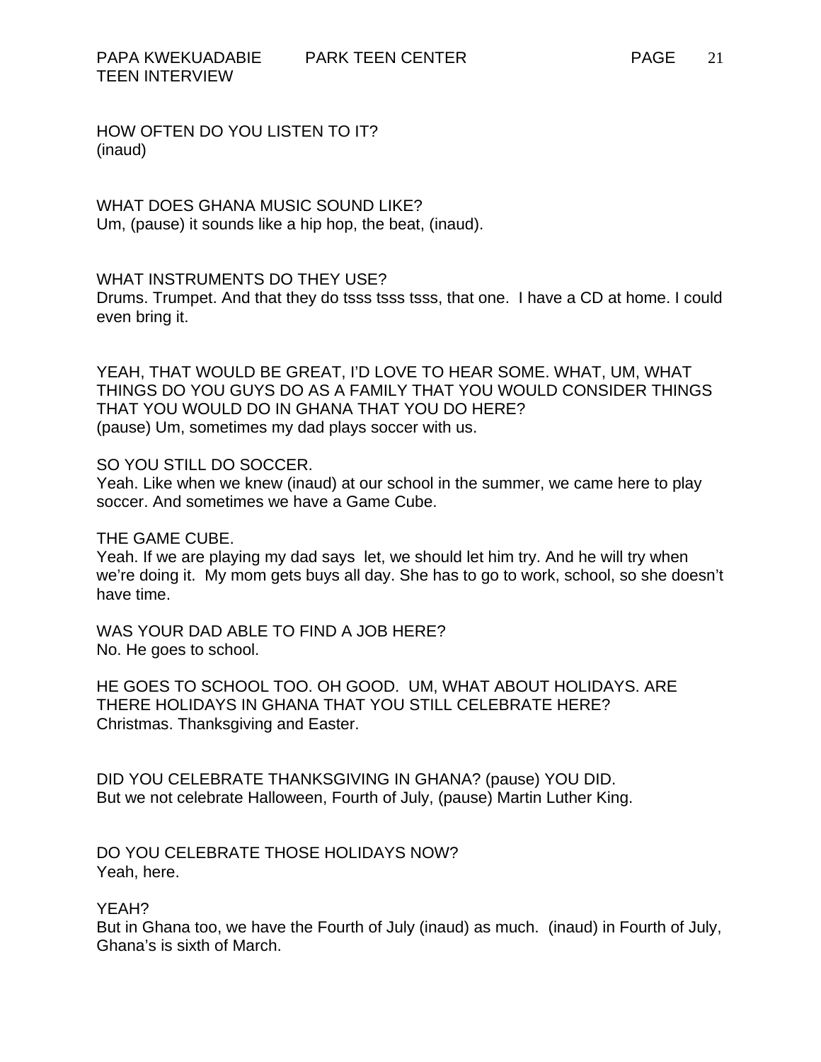HOW OFTEN DO YOU LISTEN TO IT?
(inaud)

WHAT DOES GHANA MUSIC SOUND LIKE?
Um, (pause) it sounds like a hip hop, the beat, (inaud).

WHAT INSTRUMENTS DO THEY USE?
Drums. Trumpet. And that they do tsss tsss tsss, that one. I have a CD at home. I could even bring it.

YEAH, THAT WOULD BE GREAT, I'D LOVE TO HEAR SOME. WHAT, UM, WHAT THINGS DO YOU GUYS DO AS A FAMILY THAT YOU WOULD CONSIDER THINGS THAT YOU WOULD DO IN GHANA THAT YOU DO HERE?
(pause) Um, sometimes my dad plays soccer with us.

SO YOU STILL DO SOCCER.
Yeah. Like when we knew (inaud) at our school in the summer, we came here to play soccer. And sometimes we have a Game Cube.

THE GAME CUBE.
Yeah. If we are playing my dad says let, we should let him try. And he will try when we're doing it. My mom gets buys all day. She has to go to work, school, so she doesn't have time.

WAS YOUR DAD ABLE TO FIND A JOB HERE?
No. He goes to school.

HE GOES TO SCHOOL TOO. OH GOOD. UM, WHAT ABOUT HOLIDAYS. ARE THERE HOLIDAYS IN GHANA THAT YOU STILL CELEBRATE HERE?
Christmas. Thanksgiving and Easter.

DID YOU CELEBRATE THANKSGIVING IN GHANA? (pause) YOU DID.
But we not celebrate Halloween, Fourth of July, (pause) Martin Luther King.

DO YOU CELEBRATE THOSE HOLIDAYS NOW?
Yeah, here.

YEAH?
But in Ghana too, we have the Fourth of July (inaud) as much. (inaud) in Fourth of July, Ghana's is sixth of March.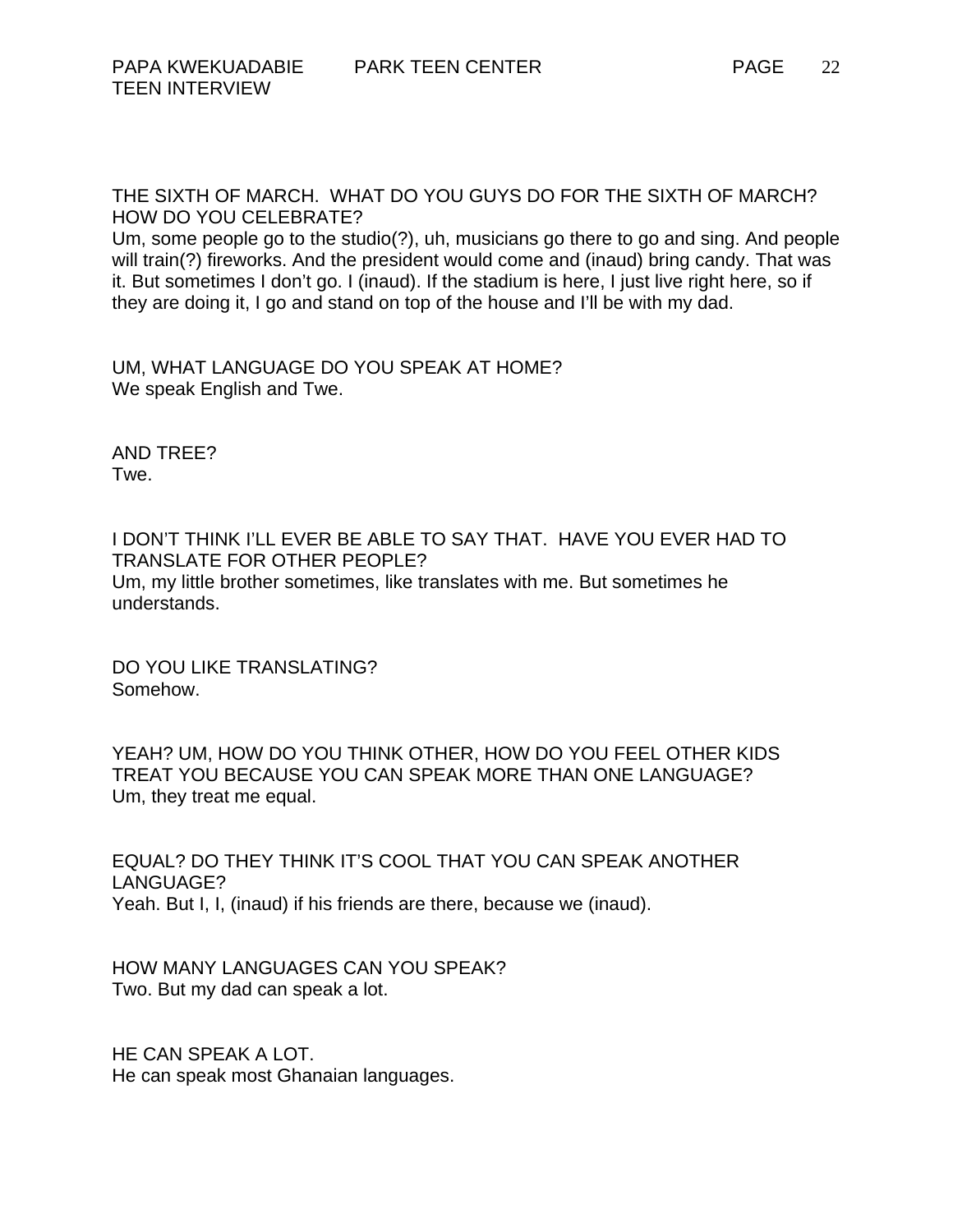THE SIXTH OF MARCH. WHAT DO YOU GUYS DO FOR THE SIXTH OF MARCH? HOW DO YOU CELEBRATE?
Um, some people go to the studio(?), uh, musicians go there to go and sing. And people will train(?) fireworks. And the president would come and (inaud) bring candy. That was it. But sometimes I don't go. I (inaud). If the stadium is here, I just live right here, so if they are doing it, I go and stand on top of the house and I'll be with my dad.

UM, WHAT LANGUAGE DO YOU SPEAK AT HOME?
We speak English and Twe.

AND TREE?
Twe.

I DON'T THINK I'LL EVER BE ABLE TO SAY THAT. HAVE YOU EVER HAD TO TRANSLATE FOR OTHER PEOPLE?
Um, my little brother sometimes, like translates with me. But sometimes he understands.

DO YOU LIKE TRANSLATING?
Somehow.

YEAH? UM, HOW DO YOU THINK OTHER, HOW DO YOU FEEL OTHER KIDS TREAT YOU BECAUSE YOU CAN SPEAK MORE THAN ONE LANGUAGE?
Um, they treat me equal.

EQUAL? DO THEY THINK IT'S COOL THAT YOU CAN SPEAK ANOTHER LANGUAGE?
Yeah. But I, I, (inaud) if his friends are there, because we (inaud).

HOW MANY LANGUAGES CAN YOU SPEAK?
Two. But my dad can speak a lot.

HE CAN SPEAK A LOT.
He can speak most Ghanaian languages.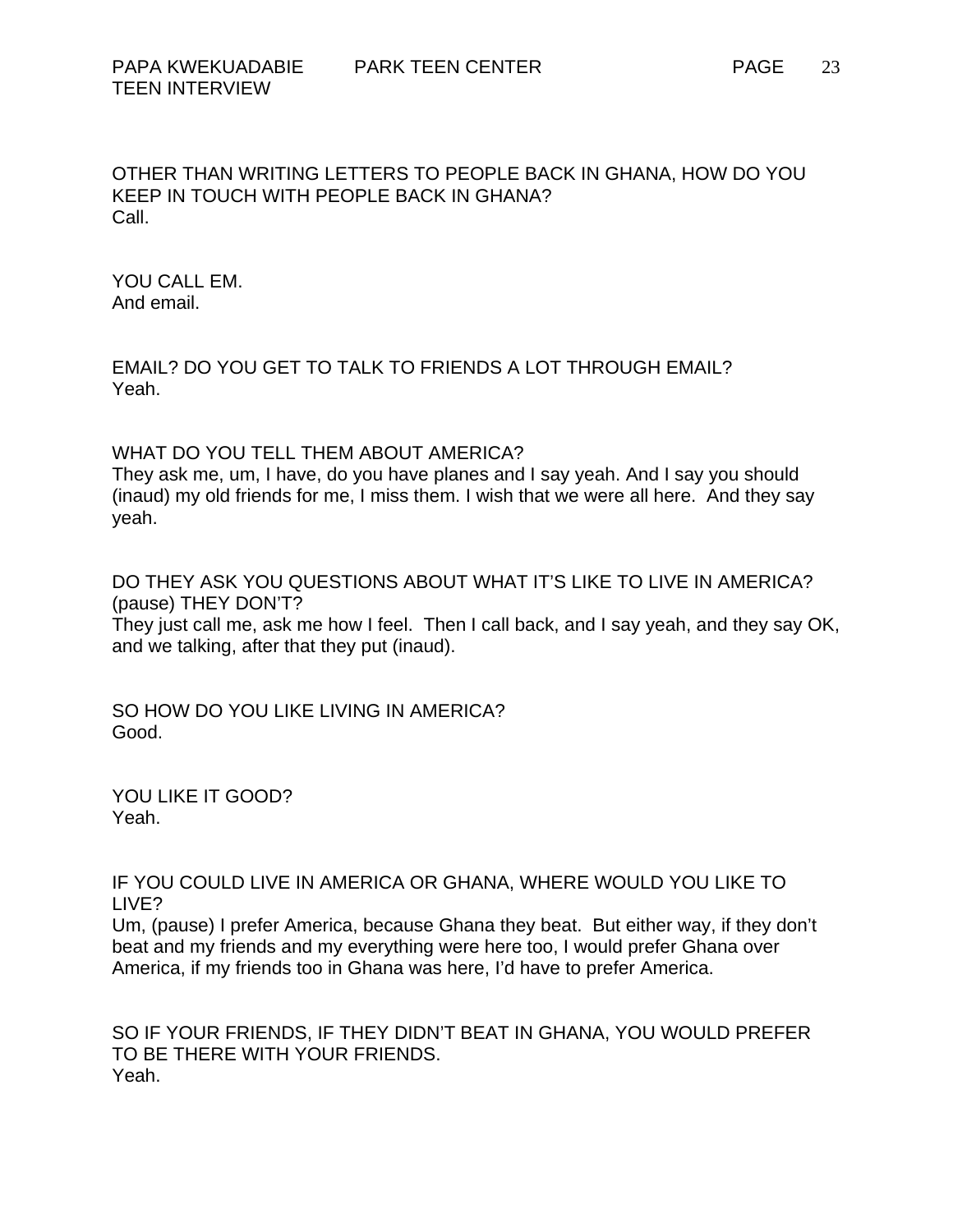OTHER THAN WRITING LETTERS TO PEOPLE BACK IN GHANA, HOW DO YOU KEEP IN TOUCH WITH PEOPLE BACK IN GHANA?
Call.

YOU CALL EM.
And email.

EMAIL? DO YOU GET TO TALK TO FRIENDS A LOT THROUGH EMAIL?
Yeah.

WHAT DO YOU TELL THEM ABOUT AMERICA?
They ask me, um, I have, do you have planes and I say yeah. And I say you should (inaud) my old friends for me, I miss them. I wish that we were all here. And they say yeah.

DO THEY ASK YOU QUESTIONS ABOUT WHAT IT'S LIKE TO LIVE IN AMERICA? (pause) THEY DON'T?
They just call me, ask me how I feel. Then I call back, and I say yeah, and they say OK, and we talking, after that they put (inaud).

SO HOW DO YOU LIKE LIVING IN AMERICA?
Good.

YOU LIKE IT GOOD?
Yeah.

IF YOU COULD LIVE IN AMERICA OR GHANA, WHERE WOULD YOU LIKE TO LIVE?
Um, (pause) I prefer America, because Ghana they beat. But either way, if they don't beat and my friends and my everything were here too, I would prefer Ghana over America, if my friends too in Ghana was here, I'd have to prefer America.

SO IF YOUR FRIENDS, IF THEY DIDN'T BEAT IN GHANA, YOU WOULD PREFER TO BE THERE WITH YOUR FRIENDS.
Yeah.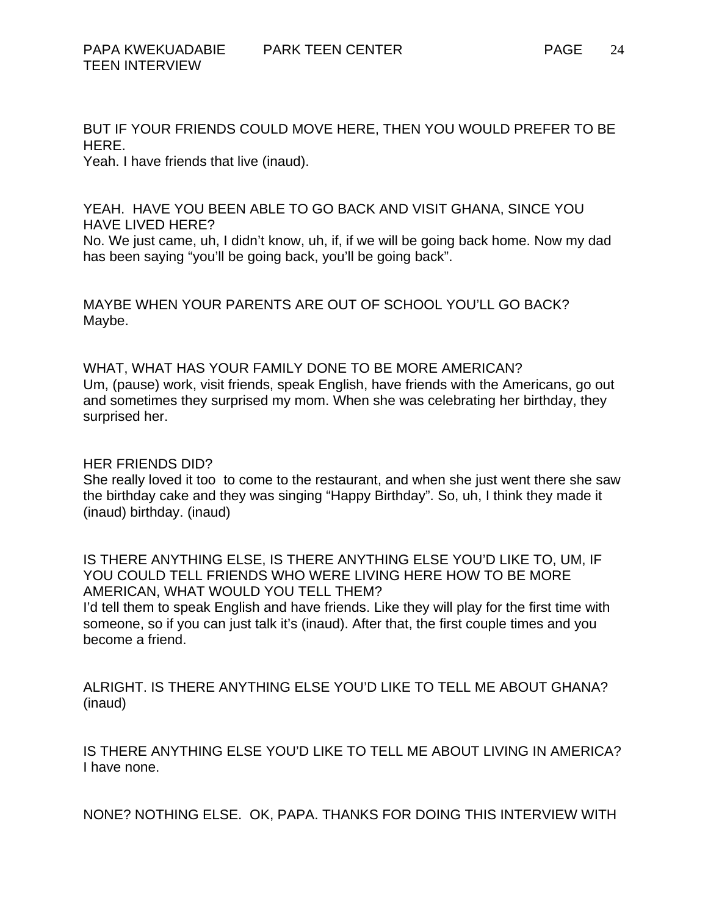BUT IF YOUR FRIENDS COULD MOVE HERE, THEN YOU WOULD PREFER TO BE HERE.
Yeah. I have friends that live (inaud).

YEAH. HAVE YOU BEEN ABLE TO GO BACK AND VISIT GHANA, SINCE YOU HAVE LIVED HERE?
No. We just came, uh, I didn't know, uh, if, if we will be going back home. Now my dad has been saying "you'll be going back, you'll be going back".

MAYBE WHEN YOUR PARENTS ARE OUT OF SCHOOL YOU'LL GO BACK?
Maybe.

WHAT, WHAT HAS YOUR FAMILY DONE TO BE MORE AMERICAN?
Um, (pause) work, visit friends, speak English, have friends with the Americans, go out and sometimes they surprised my mom. When she was celebrating her birthday, they surprised her.

HER FRIENDS DID?
She really loved it too to come to the restaurant, and when she just went there she saw the birthday cake and they was singing "Happy Birthday". So, uh, I think they made it (inaud) birthday. (inaud)

IS THERE ANYTHING ELSE, IS THERE ANYTHING ELSE YOU'D LIKE TO, UM, IF YOU COULD TELL FRIENDS WHO WERE LIVING HERE HOW TO BE MORE AMERICAN, WHAT WOULD YOU TELL THEM?
I'd tell them to speak English and have friends. Like they will play for the first time with someone, so if you can just talk it's (inaud). After that, the first couple times and you become a friend.

ALRIGHT. IS THERE ANYTHING ELSE YOU'D LIKE TO TELL ME ABOUT GHANA?
(inaud)

IS THERE ANYTHING ELSE YOU'D LIKE TO TELL ME ABOUT LIVING IN AMERICA?
I have none.

NONE? NOTHING ELSE. OK, PAPA. THANKS FOR DOING THIS INTERVIEW WITH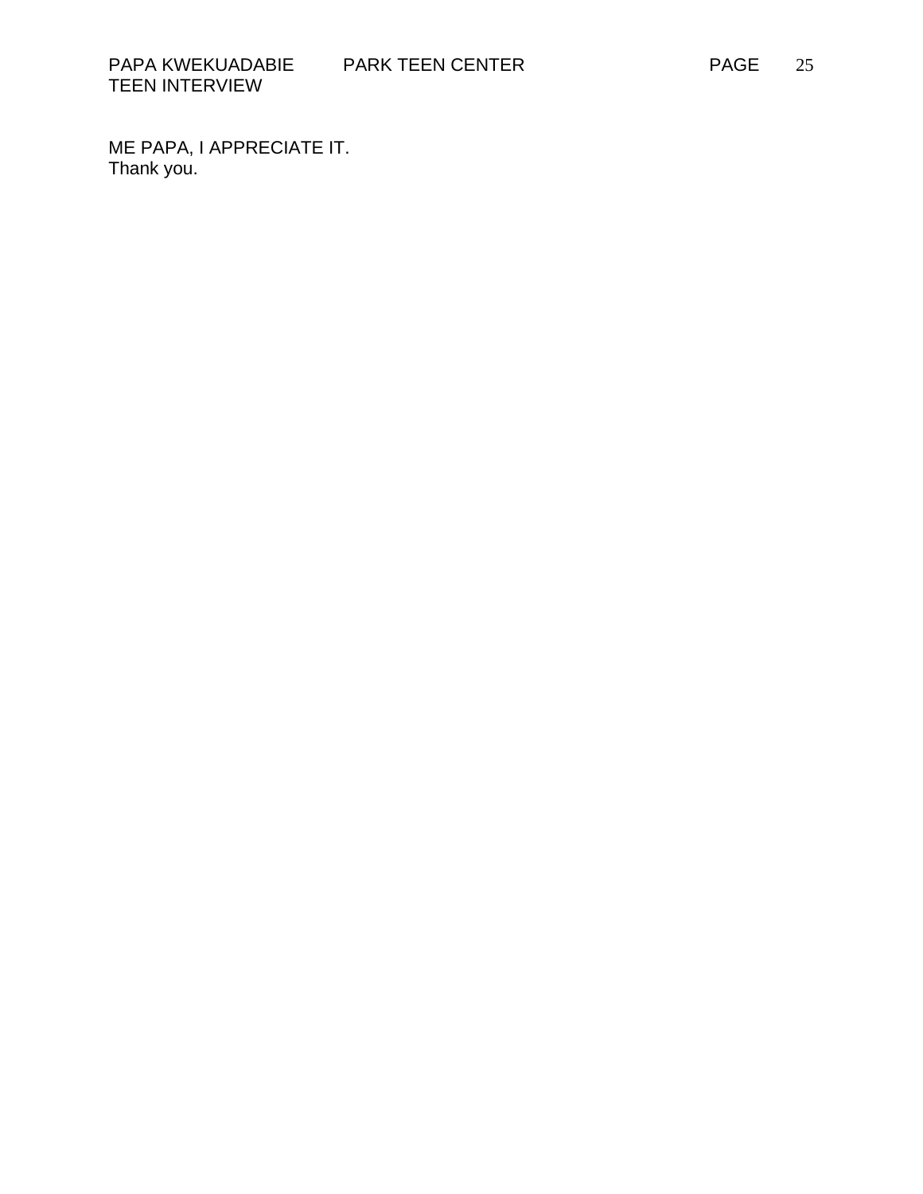ME PAPA, I APPRECIATE IT.
Thank you.